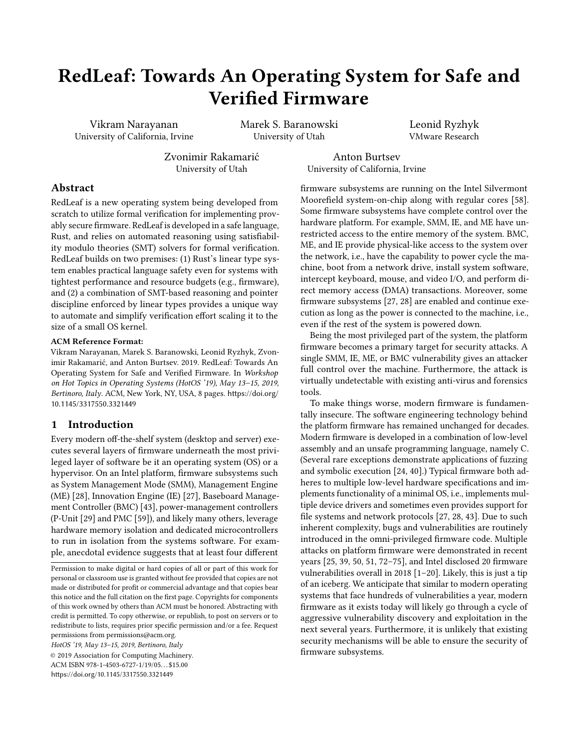# RedLeaf: Towards An Operating System for Safe and Verified Firmware

Vikram Narayanan
University of California, Irvine

Marek S. Baranowski
University of Utah

Leonid Ryzhyk
VMware Research

Zvonimir Rakamarić
University of Utah

Anton Burtsev
University of California, Irvine

## Abstract

RedLeaf is a new operating system being developed from scratch to utilize formal verification for implementing provably secure firmware. RedLeaf is developed in a safe language, Rust, and relies on automated reasoning using satisfiability modulo theories (SMT) solvers for formal verification. RedLeaf builds on two premises: (1) Rust's linear type system enables practical language safety even for systems with tightest performance and resource budgets (e.g., firmware), and (2) a combination of SMT-based reasoning and pointer discipline enforced by linear types provides a unique way to automate and simplify verification effort scaling it to the size of a small OS kernel.

**ACM Reference Format:**
Vikram Narayanan, Marek S. Baranowski, Leonid Ryzhyk, Zvonimir Rakamarić, and Anton Burtsev. 2019. RedLeaf: Towards An Operating System for Safe and Verified Firmware. In *Workshop on Hot Topics in Operating Systems (HotOS '19), May 13–15, 2019, Bertinoro, Italy.* ACM, New York, NY, USA, 8 pages. https://doi.org/10.1145/3317550.3321449

## 1 Introduction

Every modern off-the-shelf system (desktop and server) executes several layers of firmware underneath the most privileged layer of software be it an operating system (OS) or a hypervisor. On an Intel platform, firmware subsystems such as System Management Mode (SMM), Management Engine (ME) [28], Innovation Engine (IE) [27], Baseboard Management Controller (BMC) [43], power-management controllers (P-Unit [29] and PMC [59]), and likely many others, leverage hardware memory isolation and dedicated microcontrollers to run in isolation from the systems software. For example, anecdotal evidence suggests that at least four different firmware subsystems are running on the Intel Silvermont Moorefield system-on-chip along with regular cores [58]. Some firmware subsystems have complete control over the hardware platform. For example, SMM, IE, and ME have unrestricted access to the entire memory of the system. BMC, ME, and IE provide physical-like access to the system over the network, i.e., have the capability to power cycle the machine, boot from a network drive, install system software, intercept keyboard, mouse, and video I/O, and perform direct memory access (DMA) transactions. Moreover, some firmware subsystems [27, 28] are enabled and continue execution as long as the power is connected to the machine, i.e., even if the rest of the system is powered down.

Being the most privileged part of the system, the platform firmware becomes a primary target for security attacks. A single SMM, IE, ME, or BMC vulnerability gives an attacker full control over the machine. Furthermore, the attack is virtually undetectable with existing anti-virus and forensics tools.

To make things worse, modern firmware is fundamentally insecure. The software engineering technology behind the platform firmware has remained unchanged for decades. Modern firmware is developed in a combination of low-level assembly and an unsafe programming language, namely C. (Several rare exceptions demonstrate applications of fuzzing and symbolic execution [24, 40].) Typical firmware both adheres to multiple low-level hardware specifications and implements functionality of a minimal OS, i.e., implements multiple device drivers and sometimes even provides support for file systems and network protocols [27, 28, 43]. Due to such inherent complexity, bugs and vulnerabilities are routinely introduced in the omni-privileged firmware code. Multiple attacks on platform firmware were demonstrated in recent years [25, 39, 50, 51, 72–75], and Intel disclosed 20 firmware vulnerabilities overall in 2018 [1–20]. Likely, this is just a tip of an iceberg. We anticipate that similar to modern operating systems that face hundreds of vulnerabilities a year, modern firmware as it exists today will likely go through a cycle of aggressive vulnerability discovery and exploitation in the next several years. Furthermore, it is unlikely that existing security mechanisms will be able to ensure the security of firmware subsystems.

Permission to make digital or hard copies of all or part of this work for personal or classroom use is granted without fee provided that copies are not made or distributed for profit or commercial advantage and that copies bear this notice and the full citation on the first page. Copyrights for components of this work owned by others than ACM must be honored. Abstracting with credit is permitted. To copy otherwise, or republish, to post on servers or to redistribute to lists, requires prior specific permission and/or a fee. Request permissions from permissions@acm.org.
*HotOS '19, May 13–15, 2019, Bertinoro, Italy*
© 2019 Association for Computing Machinery.
ACM ISBN 978-1-4503-6727-1/19/05…$15.00
https://doi.org/10.1145/3317550.3321449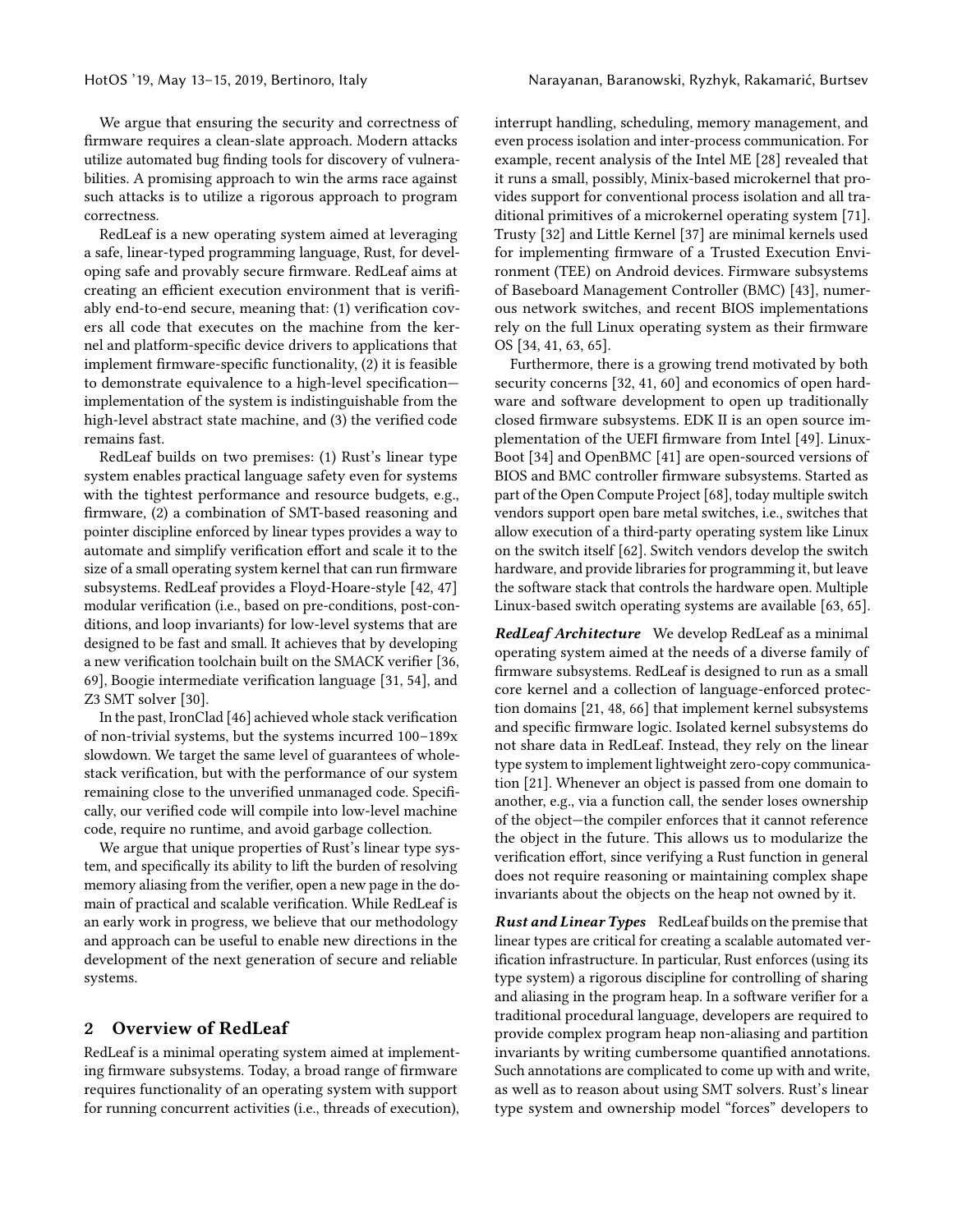We argue that ensuring the security and correctness of firmware requires a clean-slate approach. Modern attacks utilize automated bug finding tools for discovery of vulnerabilities. A promising approach to win the arms race against such attacks is to utilize a rigorous approach to program correctness.

RedLeaf is a new operating system aimed at leveraging a safe, linear-typed programming language, Rust, for developing safe and provably secure firmware. RedLeaf aims at creating an efficient execution environment that is verifiably end-to-end secure, meaning that: (1) verification covers all code that executes on the machine from the kernel and platform-specific device drivers to applications that implement firmware-specific functionality, (2) it is feasible to demonstrate equivalence to a high-level specification—implementation of the system is indistinguishable from the high-level abstract state machine, and (3) the verified code remains fast.

RedLeaf builds on two premises: (1) Rust's linear type system enables practical language safety even for systems with the tightest performance and resource budgets, e.g., firmware, (2) a combination of SMT-based reasoning and pointer discipline enforced by linear types provides a way to automate and simplify verification effort and scale it to the size of a small operating system kernel that can run firmware subsystems. RedLeaf provides a Floyd-Hoare-style [42, 47] modular verification (i.e., based on pre-conditions, post-conditions, and loop invariants) for low-level systems that are designed to be fast and small. It achieves that by developing a new verification toolchain built on the SMACK verifier [36, 69], Boogie intermediate verification language [31, 54], and Z3 SMT solver [30].

In the past, IronClad [46] achieved whole stack verification of non-trivial systems, but the systems incurred 100–189x slowdown. We target the same level of guarantees of whole-stack verification, but with the performance of our system remaining close to the unverified unmanaged code. Specifically, our verified code will compile into low-level machine code, require no runtime, and avoid garbage collection.

We argue that unique properties of Rust's linear type system, and specifically its ability to lift the burden of resolving memory aliasing from the verifier, open a new page in the domain of practical and scalable verification. While RedLeaf is an early work in progress, we believe that our methodology and approach can be useful to enable new directions in the development of the next generation of secure and reliable systems.

## 2 Overview of RedLeaf

RedLeaf is a minimal operating system aimed at implementing firmware subsystems. Today, a broad range of firmware requires functionality of an operating system with support for running concurrent activities (i.e., threads of execution), interrupt handling, scheduling, memory management, and even process isolation and inter-process communication. For example, recent analysis of the Intel ME [28] revealed that it runs a small, possibly, Minix-based microkernel that provides support for conventional process isolation and all traditional primitives of a microkernel operating system [71]. Trusty [32] and Little Kernel [37] are minimal kernels used for implementing firmware of a Trusted Execution Environment (TEE) on Android devices. Firmware subsystems of Baseboard Management Controller (BMC) [43], numerous network switches, and recent BIOS implementations rely on the full Linux operating system as their firmware OS [34, 41, 63, 65].

Furthermore, there is a growing trend motivated by both security concerns [32, 41, 60] and economics of open hardware and software development to open up traditionally closed firmware subsystems. EDK II is an open source implementation of the UEFI firmware from Intel [49]. LinuxBoot [34] and OpenBMC [41] are open-sourced versions of BIOS and BMC controller firmware subsystems. Started as part of the Open Compute Project [68], today multiple switch vendors support open bare metal switches, i.e., switches that allow execution of a third-party operating system like Linux on the switch itself [62]. Switch vendors develop the switch hardware, and provide libraries for programming it, but leave the software stack that controls the hardware open. Multiple Linux-based switch operating systems are available [63, 65].

***RedLeaf Architecture*** We develop RedLeaf as a minimal operating system aimed at the needs of a diverse family of firmware subsystems. RedLeaf is designed to run as a small core kernel and a collection of language-enforced protection domains [21, 48, 66] that implement kernel subsystems and specific firmware logic. Isolated kernel subsystems do not share data in RedLeaf. Instead, they rely on the linear type system to implement lightweight zero-copy communication [21]. Whenever an object is passed from one domain to another, e.g., via a function call, the sender loses ownership of the object—the compiler enforces that it cannot reference the object in the future. This allows us to modularize the verification effort, since verifying a Rust function in general does not require reasoning or maintaining complex shape invariants about the objects on the heap not owned by it.

***Rust and Linear Types*** RedLeaf builds on the premise that linear types are critical for creating a scalable automated verification infrastructure. In particular, Rust enforces (using its type system) a rigorous discipline for controlling of sharing and aliasing in the program heap. In a software verifier for a traditional procedural language, developers are required to provide complex program heap non-aliasing and partition invariants by writing cumbersome quantified annotations. Such annotations are complicated to come up with and write, as well as to reason about using SMT solvers. Rust's linear type system and ownership model "forces" developers to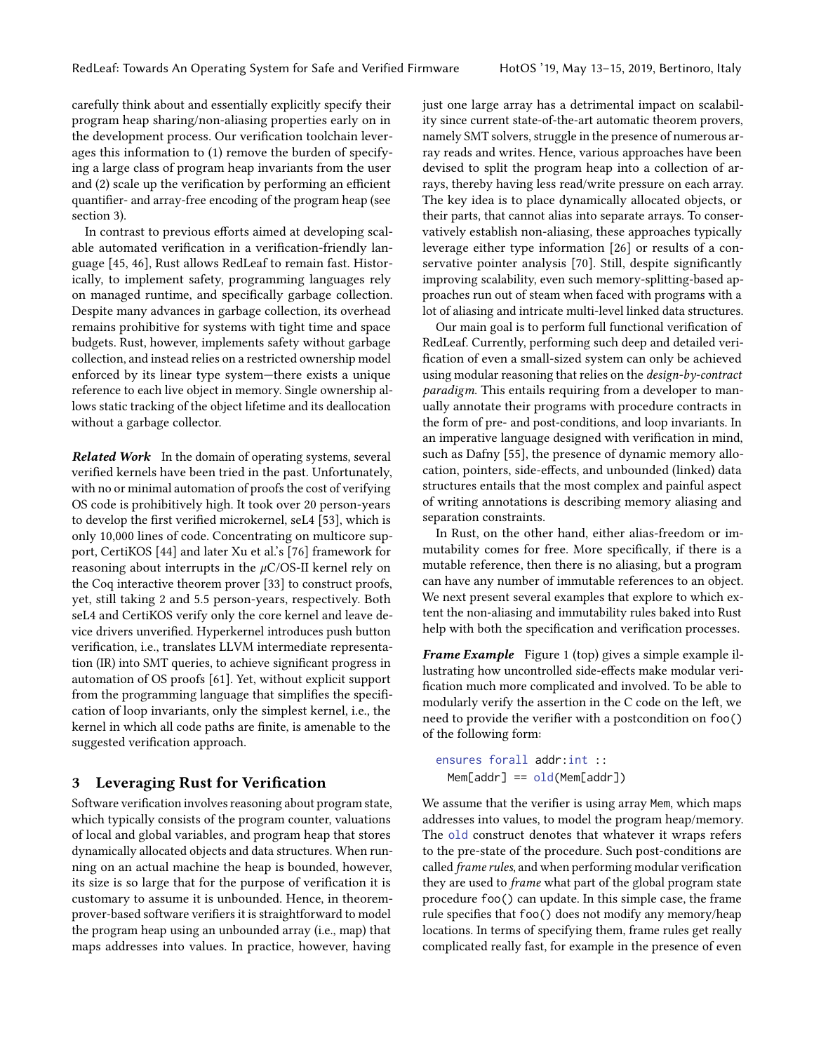carefully think about and essentially explicitly specify their program heap sharing/non-aliasing properties early on in the development process. Our verification toolchain leverages this information to (1) remove the burden of specifying a large class of program heap invariants from the user and (2) scale up the verification by performing an efficient quantifier- and array-free encoding of the program heap (see section 3).

In contrast to previous efforts aimed at developing scalable automated verification in a verification-friendly language [45, 46], Rust allows RedLeaf to remain fast. Historically, to implement safety, programming languages rely on managed runtime, and specifically garbage collection. Despite many advances in garbage collection, its overhead remains prohibitive for systems with tight time and space budgets. Rust, however, implements safety without garbage collection, and instead relies on a restricted ownership model enforced by its linear type system—there exists a unique reference to each live object in memory. Single ownership allows static tracking of the object lifetime and its deallocation without a garbage collector.

***Related Work*** In the domain of operating systems, several verified kernels have been tried in the past. Unfortunately, with no or minimal automation of proofs the cost of verifying OS code is prohibitively high. It took over 20 person-years to develop the first verified microkernel, seL4 [53], which is only 10,000 lines of code. Concentrating on multicore support, CertiKOS [44] and later Xu et al.'s [76] framework for reasoning about interrupts in the $\mu$C/OS-II kernel rely on the Coq interactive theorem prover [33] to construct proofs, yet, still taking 2 and 5.5 person-years, respectively. Both seL4 and CertiKOS verify only the core kernel and leave device drivers unverified. Hyperkernel introduces push button verification, i.e., translates LLVM intermediate representation (IR) into SMT queries, to achieve significant progress in automation of OS proofs [61]. Yet, without explicit support from the programming language that simplifies the specification of loop invariants, only the simplest kernel, i.e., the kernel in which all code paths are finite, is amenable to the suggested verification approach.

## 3 Leveraging Rust for Verification

Software verification involves reasoning about program state, which typically consists of the program counter, valuations of local and global variables, and program heap that stores dynamically allocated objects and data structures. When running on an actual machine the heap is bounded, however, its size is so large that for the purpose of verification it is customary to assume it is unbounded. Hence, in theorem-prover-based software verifiers it is straightforward to model the program heap using an unbounded array (i.e., map) that maps addresses into values. In practice, however, having just one large array has a detrimental impact on scalability since current state-of-the-art automatic theorem provers, namely SMT solvers, struggle in the presence of numerous array reads and writes. Hence, various approaches have been devised to split the program heap into a collection of arrays, thereby having less read/write pressure on each array. The key idea is to place dynamically allocated objects, or their parts, that cannot alias into separate arrays. To conservatively establish non-aliasing, these approaches typically leverage either type information [26] or results of a conservative pointer analysis [70]. Still, despite significantly improving scalability, even such memory-splitting-based approaches run out of steam when faced with programs with a lot of aliasing and intricate multi-level linked data structures.

Our main goal is to perform full functional verification of RedLeaf. Currently, performing such deep and detailed verification of even a small-sized system can only be achieved using modular reasoning that relies on the *design-by-contract paradigm*. This entails requiring from a developer to manually annotate their programs with procedure contracts in the form of pre- and post-conditions, and loop invariants. In an imperative language designed with verification in mind, such as Dafny [55], the presence of dynamic memory allocation, pointers, side-effects, and unbounded (linked) data structures entails that the most complex and painful aspect of writing annotations is describing memory aliasing and separation constraints.

In Rust, on the other hand, either alias-freedom or immutability comes for free. More specifically, if there is a mutable reference, then there is no aliasing, but a program can have any number of immutable references to an object. We next present several examples that explore to which extent the non-aliasing and immutability rules baked into Rust help with both the specification and verification processes.

***Frame Example*** Figure 1 (top) gives a simple example illustrating how uncontrolled side-effects make modular verification much more complicated and involved. To be able to modularly verify the assertion in the C code on the left, we need to provide the verifier with a postcondition on `foo()` of the following form:

```
ensures forall addr:int ::
  Mem[addr] == old(Mem[addr])
```

We assume that the verifier is using array `Mem`, which maps addresses into values, to model the program heap/memory. The `old` construct denotes that whatever it wraps refers to the pre-state of the procedure. Such post-conditions are called *frame rules*, and when performing modular verification they are used to *frame* what part of the global program state procedure `foo()` can update. In this simple case, the frame rule specifies that `foo()` does not modify any memory/heap locations. In terms of specifying them, frame rules get really complicated really fast, for example in the presence of even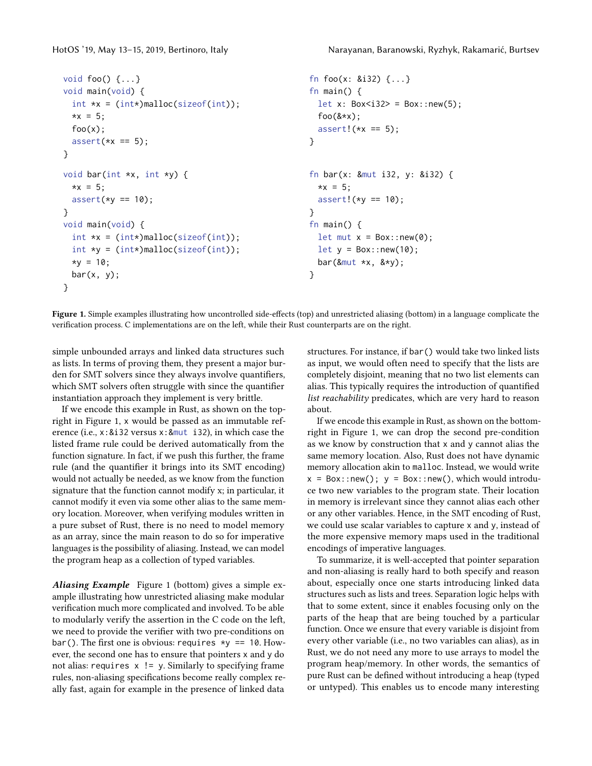```c
void foo() {...}
void main(void) {
  int *x = (int*)malloc(sizeof(int));
  *x = 5;
  foo(x);
  assert(*x == 5);
}

void bar(int *x, int *y) {
  *x = 5;
  assert(*y == 10);
}
void main(void) {
  int *x = (int*)malloc(sizeof(int));
  int *y = (int*)malloc(sizeof(int));
  *y = 10;
  bar(x, y);
}
```

```rust
fn foo(x: &i32) {...}
fn main() {
  let x: Box<i32> = Box::new(5);
  foo(&*x);
  assert!(*x == 5);
}


fn bar(x: &mut i32, y: &i32) {
  *x = 5;
  assert!(*y == 10);
}
fn main() {
  let mut x = Box::new(0);
  let y = Box::new(10);
  bar(&mut *x, &*y);
}
```

**Figure 1.** Simple examples illustrating how uncontrolled side-effects (top) and unrestricted aliasing (bottom) in a language complicate the verification process. C implementations are on the left, while their Rust counterparts are on the right.

simple unbounded arrays and linked data structures such as lists. In terms of proving them, they present a major burden for SMT solvers since they always involve quantifiers, which SMT solvers often struggle with since the quantifier instantiation approach they implement is very brittle.

If we encode this example in Rust, as shown on the top-right in Figure 1, `x` would be passed as an immutable reference (i.e., `x:&i32` versus `x:&mut i32`), in which case the listed frame rule could be derived automatically from the function signature. In fact, if we push this further, the frame rule (and the quantifier it brings into its SMT encoding) would not actually be needed, as we know from the function signature that the function cannot modify x; in particular, it cannot modify it even via some other alias to the same memory location. Moreover, when verifying modules written in a pure subset of Rust, there is no need to model memory as an array, since the main reason to do so for imperative languages is the possibility of aliasing. Instead, we can model the program heap as a collection of typed variables.

***Aliasing Example*** Figure 1 (bottom) gives a simple example illustrating how unrestricted aliasing make modular verification much more complicated and involved. To be able to modularly verify the assertion in the C code on the left, we need to provide the verifier with two pre-conditions on `bar()`. The first one is obvious: `requires *y == 10`. However, the second one has to ensure that pointers x and y do not alias: `requires x != y`. Similarly to specifying frame rules, non-aliasing specifications become really complex really fast, again for example in the presence of linked data structures. For instance, if `bar()` would take two linked lists as input, we would often need to specify that the lists are completely disjoint, meaning that no two list elements can alias. This typically requires the introduction of quantified *list reachability* predicates, which are very hard to reason about.

If we encode this example in Rust, as shown on the bottom-right in Figure 1, we can drop the second pre-condition as we know by construction that x and y cannot alias the same memory location. Also, Rust does not have dynamic memory allocation akin to `malloc`. Instead, we would write `x = Box::new(); y = Box::new()`, which would introduce two new variables to the program state. Their location in memory is irrelevant since they cannot alias each other or any other variables. Hence, in the SMT encoding of Rust, we could use scalar variables to capture x and y, instead of the more expensive memory maps used in the traditional encodings of imperative languages.

To summarize, it is well-accepted that pointer separation and non-aliasing is really hard to both specify and reason about, especially once one starts introducing linked data structures such as lists and trees. Separation logic helps with that to some extent, since it enables focusing only on the parts of the heap that are being touched by a particular function. Once we ensure that every variable is disjoint from every other variable (i.e., no two variables can alias), as in Rust, we do not need any more to use arrays to model the program heap/memory. In other words, the semantics of pure Rust can be defined without introducing a heap (typed or untyped). This enables us to encode many interesting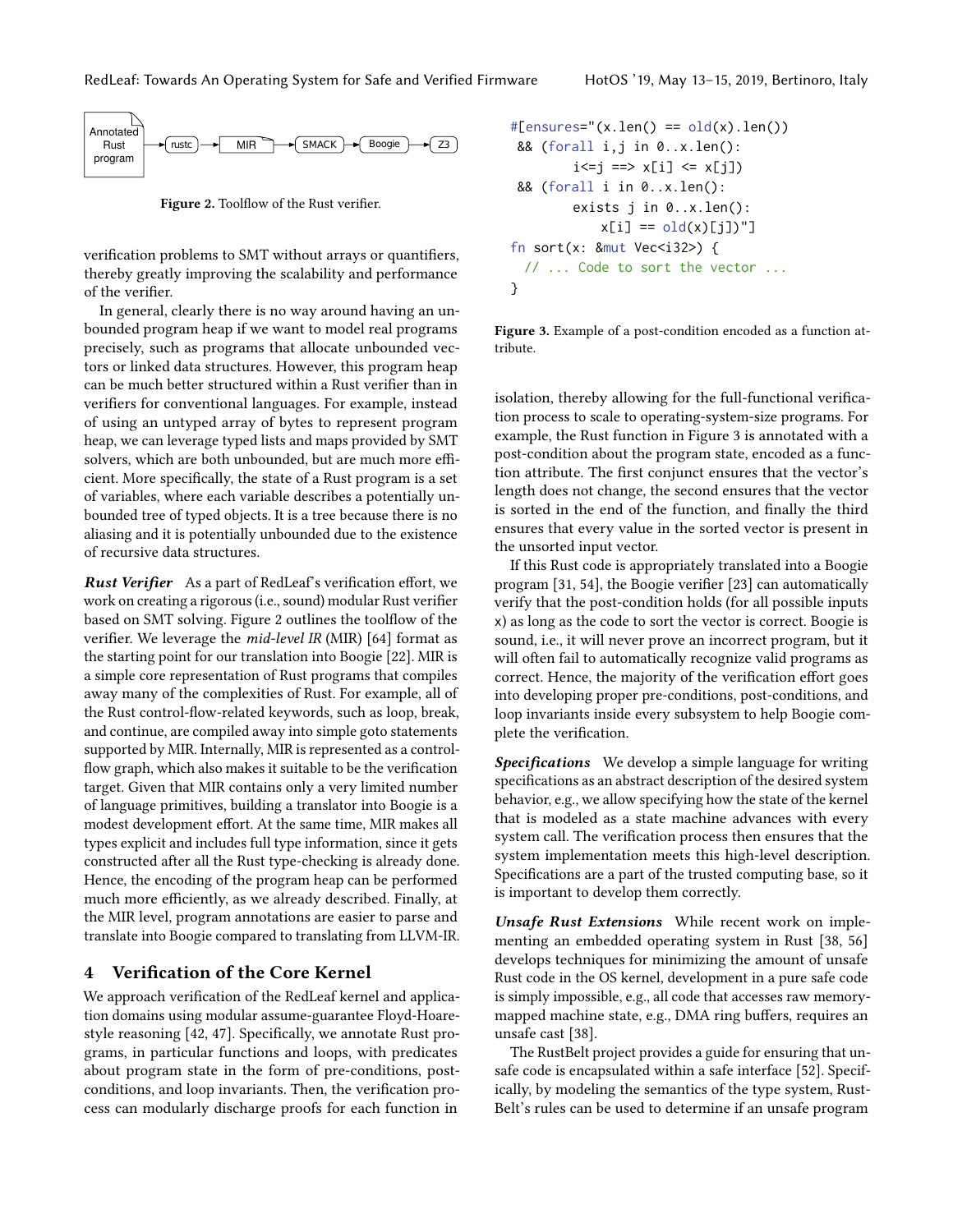Annotated Rust program → rustc → MIR → SMACK → Boogie → Z3

**Figure 2.** Toolflow of the Rust verifier.

verification problems to SMT without arrays or quantifiers, thereby greatly improving the scalability and performance of the verifier.

In general, clearly there is no way around having an unbounded program heap if we want to model real programs precisely, such as programs that allocate unbounded vectors or linked data structures. However, this program heap can be much better structured within a Rust verifier than in verifiers for conventional languages. For example, instead of using an untyped array of bytes to represent program heap, we can leverage typed lists and maps provided by SMT solvers, which are both unbounded, but are much more efficient. More specifically, the state of a Rust program is a set of variables, where each variable describes a potentially unbounded tree of typed objects. It is a tree because there is no aliasing and it is potentially unbounded due to the existence of recursive data structures.

***Rust Verifier*** As a part of RedLeaf's verification effort, we work on creating a rigorous (i.e., sound) modular Rust verifier based on SMT solving. Figure 2 outlines the toolflow of the verifier. We leverage the *mid-level IR* (MIR) [64] format as the starting point for our translation into Boogie [22]. MIR is a simple core representation of Rust programs that compiles away many of the complexities of Rust. For example, all of the Rust control-flow-related keywords, such as loop, break, and continue, are compiled away into simple goto statements supported by MIR. Internally, MIR is represented as a control-flow graph, which also makes it suitable to be the verification target. Given that MIR contains only a very limited number of language primitives, building a translator into Boogie is a modest development effort. At the same time, MIR makes all types explicit and includes full type information, since it gets constructed after all the Rust type-checking is already done. Hence, the encoding of the program heap can be performed much more efficiently, as we already described. Finally, at the MIR level, program annotations are easier to parse and translate into Boogie compared to translating from LLVM-IR.

## 4 Verification of the Core Kernel

We approach verification of the RedLeaf kernel and application domains using modular assume-guarantee Floyd-Hoare-style reasoning [42, 47]. Specifically, we annotate Rust programs, in particular functions and loops, with predicates about program state in the form of pre-conditions, post-conditions, and loop invariants. Then, the verification process can modularly discharge proofs for each function in isolation, thereby allowing for the full-functional verification process to scale to operating-system-size programs. For example, the Rust function in Figure 3 is annotated with a post-condition about the program state, encoded as a function attribute. The first conjunct ensures that the vector's length does not change, the second ensures that the vector is sorted in the end of the function, and finally the third ensures that every value in the sorted vector is present in the unsorted input vector.

```
#[ensures="(x.len() == old(x).len())
 && (forall i,j in 0..x.len():
         i<=j ==> x[i] <= x[j])
 && (forall i in 0..x.len():
         exists j in 0..x.len():
            x[i] == old(x)[j])"]
fn sort(x: &mut Vec<i32>) {
  // ... Code to sort the vector ...
}
```

**Figure 3.** Example of a post-condition encoded as a function attribute.

If this Rust code is appropriately translated into a Boogie program [31, 54], the Boogie verifier [23] can automatically verify that the post-condition holds (for all possible inputs x) as long as the code to sort the vector is correct. Boogie is sound, i.e., it will never prove an incorrect program, but it will often fail to automatically recognize valid programs as correct. Hence, the majority of the verification effort goes into developing proper pre-conditions, post-conditions, and loop invariants inside every subsystem to help Boogie complete the verification.

***Specifications*** We develop a simple language for writing specifications as an abstract description of the desired system behavior, e.g., we allow specifying how the state of the kernel that is modeled as a state machine advances with every system call. The verification process then ensures that the system implementation meets this high-level description. Specifications are a part of the trusted computing base, so it is important to develop them correctly.

***Unsafe Rust Extensions*** While recent work on implementing an embedded operating system in Rust [38, 56] develops techniques for minimizing the amount of unsafe Rust code in the OS kernel, development in a pure safe code is simply impossible, e.g., all code that accesses raw memory-mapped machine state, e.g., DMA ring buffers, requires an unsafe cast [38].

The RustBelt project provides a guide for ensuring that unsafe code is encapsulated within a safe interface [52]. Specifically, by modeling the semantics of the type system, RustBelt's rules can be used to determine if an unsafe program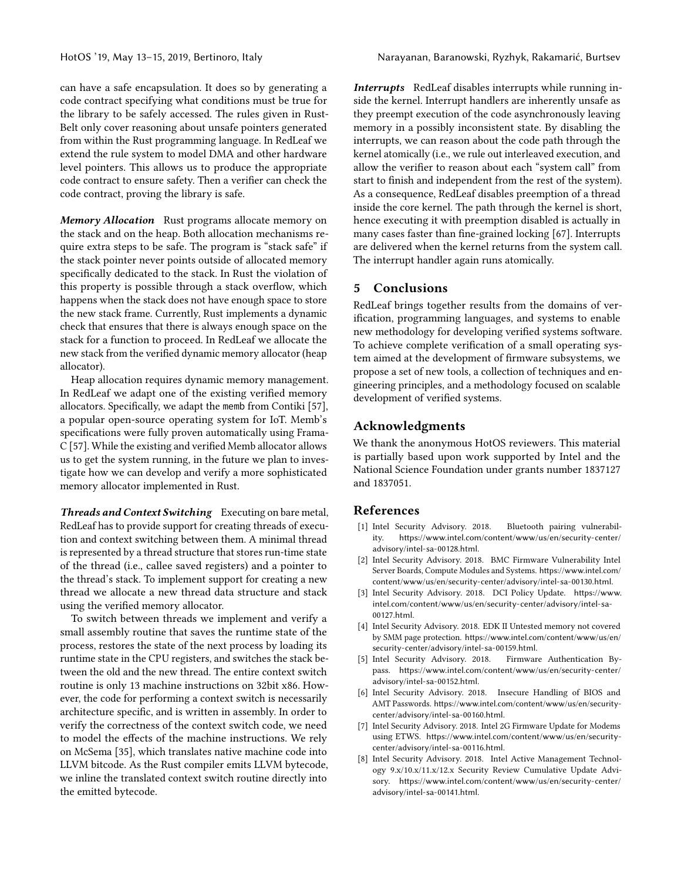can have a safe encapsulation. It does so by generating a code contract specifying what conditions must be true for the library to be safely accessed. The rules given in RustBelt only cover reasoning about unsafe pointers generated from within the Rust programming language. In RedLeaf we extend the rule system to model DMA and other hardware level pointers. This allows us to produce the appropriate code contract to ensure safety. Then a verifier can check the code contract, proving the library is safe.

***Memory Allocation*** Rust programs allocate memory on the stack and on the heap. Both allocation mechanisms require extra steps to be safe. The program is "stack safe" if the stack pointer never points outside of allocated memory specifically dedicated to the stack. In Rust the violation of this property is possible through a stack overflow, which happens when the stack does not have enough space to store the new stack frame. Currently, Rust implements a dynamic check that ensures that there is always enough space on the stack for a function to proceed. In RedLeaf we allocate the new stack from the verified dynamic memory allocator (heap allocator).

Heap allocation requires dynamic memory management. In RedLeaf we adapt one of the existing verified memory allocators. Specifically, we adapt the `memb` from Contiki [57], a popular open-source operating system for IoT. Memb's specifications were fully proven automatically using Frama-C [57]. While the existing and verified Memb allocator allows us to get the system running, in the future we plan to investigate how we can develop and verify a more sophisticated memory allocator implemented in Rust.

***Threads and Context Switching*** Executing on bare metal, RedLeaf has to provide support for creating threads of execution and context switching between them. A minimal thread is represented by a thread structure that stores run-time state of the thread (i.e., callee saved registers) and a pointer to the thread's stack. To implement support for creating a new thread we allocate a new thread data structure and stack using the verified memory allocator.

To switch between threads we implement and verify a small assembly routine that saves the runtime state of the process, restores the state of the next process by loading its runtime state in the CPU registers, and switches the stack between the old and the new thread. The entire context switch routine is only 13 machine instructions on 32bit x86. However, the code for performing a context switch is necessarily architecture specific, and is written in assembly. In order to verify the correctness of the context switch code, we need to model the effects of the machine instructions. We rely on McSema [35], which translates native machine code into LLVM bitcode. As the Rust compiler emits LLVM bytecode, we inline the translated context switch routine directly into the emitted bytecode.

***Interrupts*** RedLeaf disables interrupts while running inside the kernel. Interrupt handlers are inherently unsafe as they preempt execution of the code asynchronously leaving memory in a possibly inconsistent state. By disabling the interrupts, we can reason about the code path through the kernel atomically (i.e., we rule out interleaved execution, and allow the verifier to reason about each "system call" from start to finish and independent from the rest of the system). As a consequence, RedLeaf disables preemption of a thread inside the core kernel. The path through the kernel is short, hence executing it with preemption disabled is actually in many cases faster than fine-grained locking [67]. Interrupts are delivered when the kernel returns from the system call. The interrupt handler again runs atomically.

## 5 Conclusions

RedLeaf brings together results from the domains of verification, programming languages, and systems to enable new methodology for developing verified systems software. To achieve complete verification of a small operating system aimed at the development of firmware subsystems, we propose a set of new tools, a collection of techniques and engineering principles, and a methodology focused on scalable development of verified systems.

## Acknowledgments

We thank the anonymous HotOS reviewers. This material is partially based upon work supported by Intel and the National Science Foundation under grants number 1837127 and 1837051.

## References

- [1] Intel Security Advisory. 2018. Bluetooth pairing vulnerability. https://www.intel.com/content/www/us/en/security-center/advisory/intel-sa-00128.html.
- [2] Intel Security Advisory. 2018. BMC Firmware Vulnerability Intel Server Boards, Compute Modules and Systems. https://www.intel.com/content/www/us/en/security-center/advisory/intel-sa-00130.html.
- [3] Intel Security Advisory. 2018. DCI Policy Update. https://www.intel.com/content/www/us/en/security-center/advisory/intel-sa-00127.html.
- [4] Intel Security Advisory. 2018. EDK II Untested memory not covered by SMM page protection. https://www.intel.com/content/www/us/en/security-center/advisory/intel-sa-00159.html.
- [5] Intel Security Advisory. 2018. Firmware Authentication Bypass. https://www.intel.com/content/www/us/en/security-center/advisory/intel-sa-00152.html.
- [6] Intel Security Advisory. 2018. Insecure Handling of BIOS and AMT Passwords. https://www.intel.com/content/www/us/en/security-center/advisory/intel-sa-00160.html.
- [7] Intel Security Advisory. 2018. Intel 2G Firmware Update for Modems using ETWS. https://www.intel.com/content/www/us/en/security-center/advisory/intel-sa-00116.html.
- [8] Intel Security Advisory. 2018. Intel Active Management Technology 9.x/10.x/11.x/12.x Security Review Cumulative Update Advisory. https://www.intel.com/content/www/us/en/security-center/advisory/intel-sa-00141.html.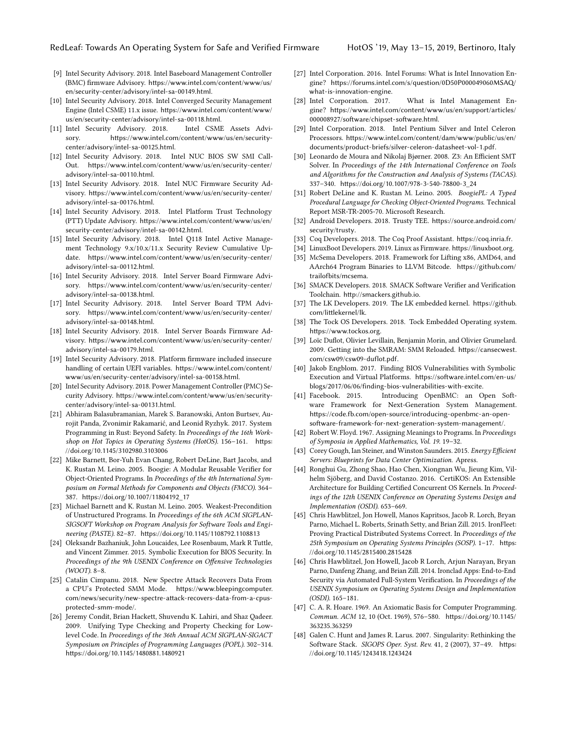[9] Intel Security Advisory. 2018. Intel Baseboard Management Controller (BMC) firmware Advisory. https://www.intel.com/content/www/us/en/security-center/advisory/intel-sa-00149.html.

[10] Intel Security Advisory. 2018. Intel Converged Security Management Engine (Intel CSME) 11.x issue. https://www.intel.com/content/www/us/en/security-center/advisory/intel-sa-00118.html.

[11] Intel Security Advisory. 2018. Intel CSME Assets Advisory. https://www.intel.com/content/www/us/en/security-center/advisory/intel-sa-00125.html.

[12] Intel Security Advisory. 2018. Intel NUC BIOS SW SMI Call-Out. https://www.intel.com/content/www/us/en/security-center/advisory/intel-sa-00110.html.

[13] Intel Security Advisory. 2018. Intel NUC Firmware Security Advisory. https://www.intel.com/content/www/us/en/security-center/advisory/intel-sa-00176.html.

[14] Intel Security Advisory. 2018. Intel Platform Trust Technology (PTT) Update Advisory. https://www.intel.com/content/www/us/en/security-center/advisory/intel-sa-00142.html.

[15] Intel Security Advisory. 2018. Intel Q118 Intel Active Management Technology 9.x/10.x/11.x Security Review Cumulative Update. https://www.intel.com/content/www/us/en/security-center/advisory/intel-sa-00112.html.

[16] Intel Security Advisory. 2018. Intel Server Board Firmware Advisory. https://www.intel.com/content/www/us/en/security-center/advisory/intel-sa-00138.html.

[17] Intel Security Advisory. 2018. Intel Server Board TPM Advisory. https://www.intel.com/content/www/us/en/security-center/advisory/intel-sa-00148.html.

[18] Intel Security Advisory. 2018. Intel Server Boards Firmware Advisory. https://www.intel.com/content/www/us/en/security-center/advisory/intel-sa-00179.html.

[19] Intel Security Advisory. 2018. Platform firmware included insecure handling of certain UEFI variables. https://www.intel.com/content/www/us/en/security-center/advisory/intel-sa-00158.html.

[20] Intel Security Advisory. 2018. Power Management Controller (PMC) Security Advisory. https://www.intel.com/content/www/us/en/security-center/advisory/intel-sa-00131.html.

[21] Abhiram Balasubramanian, Marek S. Baranowski, Anton Burtsev, Aurojit Panda, Zvonimir Rakamarić, and Leonid Ryzhyk. 2017. System Programming in Rust: Beyond Safety. In *Proceedings of the 16th Workshop on Hot Topics in Operating Systems (HotOS)*. 156–161. https://doi.org/10.1145/3102980.3103006

[22] Mike Barnett, Bor-Yuh Evan Chang, Robert DeLine, Bart Jacobs, and K. Rustan M. Leino. 2005. Boogie: A Modular Reusable Verifier for Object-Oriented Programs. In *Proceedings of the 4th International Symposium on Formal Methods for Components and Objects (FMCO)*. 364–387. https://doi.org/10.1007/11804192_17

[23] Michael Barnett and K. Rustan M. Leino. 2005. Weakest-Precondition of Unstructured Programs. In *Proceedings of the 6th ACM SIGPLAN-SIGSOFT Workshop on Program Analysis for Software Tools and Engineering (PASTE)*. 82–87. https://doi.org/10.1145/1108792.1108813

[24] Oleksandr Bazhaniuk, John Loucaides, Lee Rosenbaum, Mark R Tuttle, and Vincent Zimmer. 2015. Symbolic Execution for BIOS Security. In *Proceedings of the 9th USENIX Conference on Offensive Technologies (WOOT)*. 8–8.

[25] Catalin Cimpanu. 2018. New Spectre Attack Recovers Data From a CPU's Protected SMM Mode. https://www.bleepingcomputer.com/news/security/new-spectre-attack-recovers-data-from-a-cpus-protected-smm-mode/.

[26] Jeremy Condit, Brian Hackett, Shuvendu K. Lahiri, and Shaz Qadeer. 2009. Unifying Type Checking and Property Checking for Low-level Code. In *Proceedings of the 36th Annual ACM SIGPLAN-SIGACT Symposium on Principles of Programming Languages (POPL)*. 302–314. https://doi.org/10.1145/1480881.1480921

[27] Intel Corporation. 2016. Intel Forums: What is Intel Innovation Engine? https://forums.intel.com/s/question/0D50P000049060MSAQ/what-is-innovation-engine.

[28] Intel Corporation. 2017. What is Intel Management Engine? https://www.intel.com/content/www/us/en/support/articles/000008927/software/chipset-software.html.

[29] Intel Corporation. 2018. Intel Pentium Silver and Intel Celeron Processors. https://www.intel.com/content/dam/www/public/us/en/documents/product-briefs/silver-celeron-datasheet-vol-1.pdf.

[30] Leonardo de Moura and Nikolaj Bjørner. 2008. Z3: An Efficient SMT Solver. In *Proceedings of the 14th International Conference on Tools and Algorithms for the Construction and Analysis of Systems (TACAS)*. 337–340. https://doi.org/10.1007/978-3-540-78800-3_24

[31] Robert DeLine and K. Rustan M. Leino. 2005. *BoogiePL: A Typed Procedural Language for Checking Object-Oriented Programs*. Technical Report MSR-TR-2005-70. Microsoft Research.

[32] Android Developers. 2018. Trusty TEE. https://source.android.com/security/trusty.

[33] Coq Developers. 2018. The Coq Proof Assistant. https://coq.inria.fr.

[34] LinuxBoot Developers. 2019. Linux as Firmware. https://linuxboot.org.

[35] McSema Developers. 2018. Framework for Lifting x86, AMD64, and AArch64 Program Binaries to LLVM Bitcode. https://github.com/trailofbits/mcsema.

[36] SMACK Developers. 2018. SMACK Software Verifier and Verification Toolchain. http://smackers.github.io.

[37] The LK Developers. 2019. The LK embedded kernel. https://github.com/littlekernel/lk.

[38] The Tock OS Developers. 2018. Tock Embedded Operating system. https://www.tockos.org.

[39] Loïc Duflot, Olivier Levillain, Benjamin Morin, and Olivier Grumelard. 2009. Getting into the SMRAM: SMM Reloaded. https://cansecwest.com/csw09/csw09-duflot.pdf.

[40] Jakob Engblom. 2017. Finding BIOS Vulnerabilities with Symbolic Execution and Virtual Platforms. https://software.intel.com/en-us/blogs/2017/06/06/finding-bios-vulnerabilities-with-excite.

[41] Facebook. 2015. Introducing OpenBMC: an Open Software Framework for Next-Generation System Management. https://code.fb.com/open-source/introducing-openbmc-an-open-software-framework-for-next-generation-system-management/.

[42] Robert W. Floyd. 1967. Assigning Meanings to Programs. In *Proceedings of Symposia in Applied Mathematics, Vol. 19*. 19–32.

[43] Corey Gough, Ian Steiner, and Winston Saunders. 2015. *Energy Efficient Servers: Blueprints for Data Center Optimization*. Apress.

[44] Ronghui Gu, Zhong Shao, Hao Chen, Xiongnan Wu, Jieung Kim, Vilhelm Sjöberg, and David Costanzo. 2016. CertiKOS: An Extensible Architecture for Building Certified Concurrent OS Kernels. In *Proceedings of the 12th USENIX Conference on Operating Systems Design and Implementation (OSDI)*. 653–669.

[45] Chris Hawblitzel, Jon Howell, Manos Kapritsos, Jacob R. Lorch, Bryan Parno, Michael L. Roberts, Srinath Setty, and Brian Zill. 2015. IronFleet: Proving Practical Distributed Systems Correct. In *Proceedings of the 25th Symposium on Operating Systems Principles (SOSP)*. 1–17. https://doi.org/10.1145/2815400.2815428

[46] Chris Hawblitzel, Jon Howell, Jacob R Lorch, Arjun Narayan, Bryan Parno, Danfeng Zhang, and Brian Zill. 2014. Ironclad Apps: End-to-End Security via Automated Full-System Verification. In *Proceedings of the USENIX Symposium on Operating Systems Design and Implementation (OSDI)*. 165–181.

[47] C. A. R. Hoare. 1969. An Axiomatic Basis for Computer Programming. *Commun. ACM* 12, 10 (Oct. 1969), 576–580. https://doi.org/10.1145/363235.363259

[48] Galen C. Hunt and James R. Larus. 2007. Singularity: Rethinking the Software Stack. *SIGOPS Oper. Syst. Rev.* 41, 2 (2007), 37–49. https://doi.org/10.1145/1243418.1243424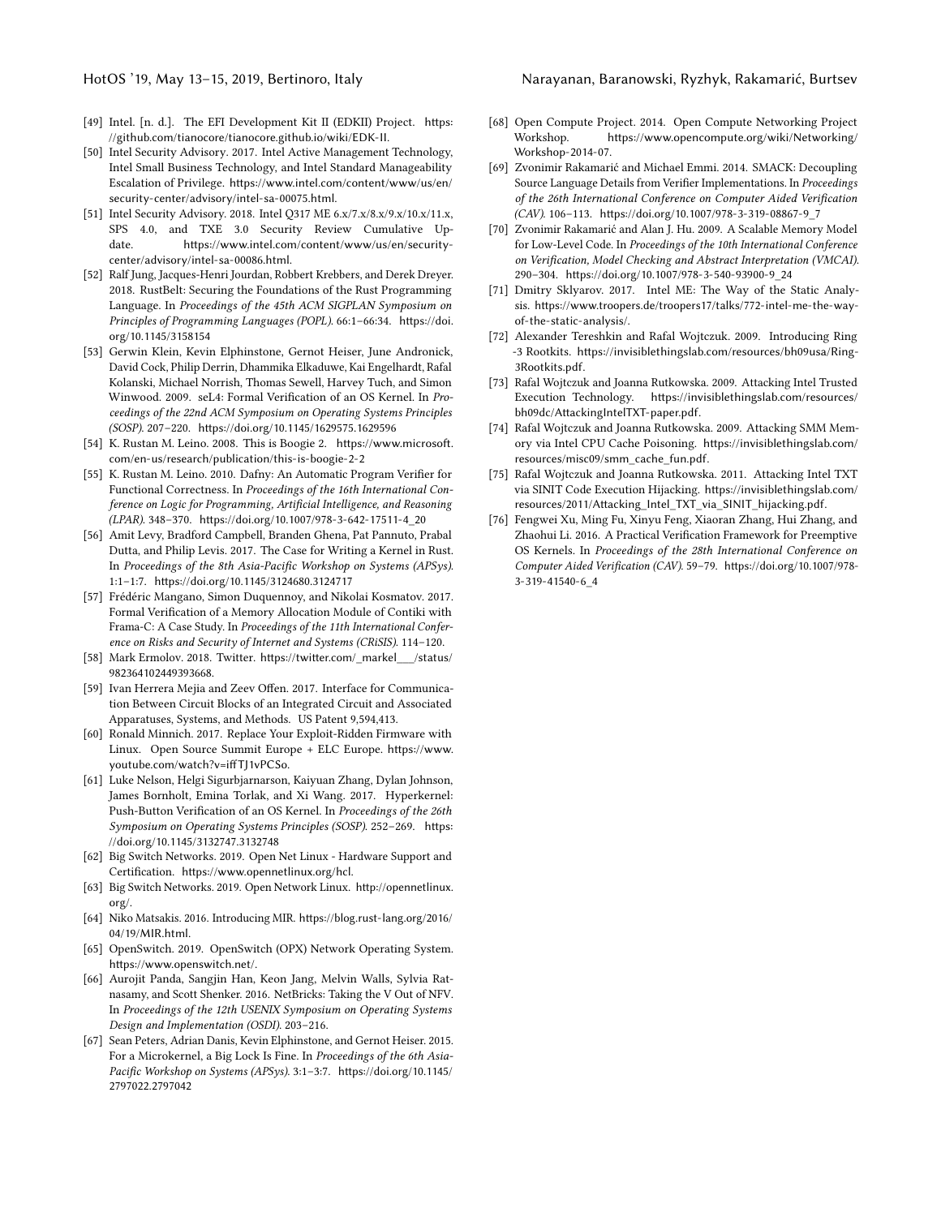[49] Intel. [n. d.]. The EFI Development Kit II (EDKII) Project. https://github.com/tianocore/tianocore.github.io/wiki/EDK-II.

[50] Intel Security Advisory. 2017. Intel Active Management Technology, Intel Small Business Technology, and Intel Standard Manageability Escalation of Privilege. https://www.intel.com/content/www/us/en/security-center/advisory/intel-sa-00075.html.

[51] Intel Security Advisory. 2018. Intel Q317 ME 6.x/7.x/8.x/9.x/10.x/11.x, SPS 4.0, and TXE 3.0 Security Review Cumulative Update. https://www.intel.com/content/www/us/en/security-center/advisory/intel-sa-00086.html.

[52] Ralf Jung, Jacques-Henri Jourdan, Robbert Krebbers, and Derek Dreyer. 2018. RustBelt: Securing the Foundations of the Rust Programming Language. In *Proceedings of the 45th ACM SIGPLAN Symposium on Principles of Programming Languages (POPL)*. 66:1–66:34. https://doi.org/10.1145/3158154

[53] Gerwin Klein, Kevin Elphinstone, Gernot Heiser, June Andronick, David Cock, Philip Derrin, Dhammika Elkaduwe, Kai Engelhardt, Rafal Kolanski, Michael Norrish, Thomas Sewell, Harvey Tuch, and Simon Winwood. 2009. seL4: Formal Verification of an OS Kernel. In *Proceedings of the 22nd ACM Symposium on Operating Systems Principles (SOSP)*. 207–220. https://doi.org/10.1145/1629575.1629596

[54] K. Rustan M. Leino. 2008. This is Boogie 2. https://www.microsoft.com/en-us/research/publication/this-is-boogie-2-2

[55] K. Rustan M. Leino. 2010. Dafny: An Automatic Program Verifier for Functional Correctness. In *Proceedings of the 16th International Conference on Logic for Programming, Artificial Intelligence, and Reasoning (LPAR)*. 348–370. https://doi.org/10.1007/978-3-642-17511-4_20

[56] Amit Levy, Bradford Campbell, Branden Ghena, Pat Pannuto, Prabal Dutta, and Philip Levis. 2017. The Case for Writing a Kernel in Rust. In *Proceedings of the 8th Asia-Pacific Workshop on Systems (APSys)*. 1:1–1:7. https://doi.org/10.1145/3124680.3124717

[57] Frédéric Mangano, Simon Duquennoy, and Nikolai Kosmatov. 2017. Formal Verification of a Memory Allocation Module of Contiki with Frama-C: A Case Study. In *Proceedings of the 11th International Conference on Risks and Security of Internet and Systems (CRiSIS)*. 114–120.

[58] Mark Ermolov. 2018. Twitter. https://twitter.com/_markel___/status/982364102449393668.

[59] Ivan Herrera Mejia and Zeev Offen. 2017. Interface for Communication Between Circuit Blocks of an Integrated Circuit and Associated Apparatuses, Systems, and Methods. US Patent 9,594,413.

[60] Ronald Minnich. 2017. Replace Your Exploit-Ridden Firmware with Linux. Open Source Summit Europe + ELC Europe. https://www.youtube.com/watch?v=iffTJ1vPCSo.

[61] Luke Nelson, Helgi Sigurbjarnarson, Kaiyuan Zhang, Dylan Johnson, James Bornholt, Emina Torlak, and Xi Wang. 2017. Hyperkernel: Push-Button Verification of an OS Kernel. In *Proceedings of the 26th Symposium on Operating Systems Principles (SOSP)*. 252–269. https://doi.org/10.1145/3132747.3132748

[62] Big Switch Networks. 2019. Open Net Linux - Hardware Support and Certification. https://www.opennetlinux.org/hcl.

[63] Big Switch Networks. 2019. Open Network Linux. http://opennetlinux.org/.

[64] Niko Matsakis. 2016. Introducing MIR. https://blog.rust-lang.org/2016/04/19/MIR.html.

[65] OpenSwitch. 2019. OpenSwitch (OPX) Network Operating System. https://www.openswitch.net/.

[66] Aurojit Panda, Sangjin Han, Keon Jang, Melvin Walls, Sylvia Ratnasamy, and Scott Shenker. 2016. NetBricks: Taking the V Out of NFV. In *Proceedings of the 12th USENIX Symposium on Operating Systems Design and Implementation (OSDI)*. 203–216.

[67] Sean Peters, Adrian Danis, Kevin Elphinstone, and Gernot Heiser. 2015. For a Microkernel, a Big Lock Is Fine. In *Proceedings of the 6th Asia-Pacific Workshop on Systems (APSys)*. 3:1–3:7. https://doi.org/10.1145/2797022.2797042

[68] Open Compute Project. 2014. Open Compute Networking Project Workshop. https://www.opencompute.org/wiki/Networking/Workshop-2014-07.

[69] Zvonimir Rakamarić and Michael Emmi. 2014. SMACK: Decoupling Source Language Details from Verifier Implementations. In *Proceedings of the 26th International Conference on Computer Aided Verification (CAV)*. 106–113. https://doi.org/10.1007/978-3-319-08867-9_7

[70] Zvonimir Rakamarić and Alan J. Hu. 2009. A Scalable Memory Model for Low-Level Code. In *Proceedings of the 10th International Conference on Verification, Model Checking and Abstract Interpretation (VMCAI)*. 290–304. https://doi.org/10.1007/978-3-540-93900-9_24

[71] Dmitry Sklyarov. 2017. Intel ME: The Way of the Static Analysis. https://www.troopers.de/troopers17/talks/772-intel-me-the-way-of-the-static-analysis/.

[72] Alexander Tereshkin and Rafal Wojtczuk. 2009. Introducing Ring -3 Rootkits. https://invisiblethingslab.com/resources/bh09usa/Ring-3Rootkits.pdf.

[73] Rafal Wojtczuk and Joanna Rutkowska. 2009. Attacking Intel Trusted Execution Technology. https://invisiblethingslab.com/resources/bh09dc/AttackingIntelTXT-paper.pdf.

[74] Rafal Wojtczuk and Joanna Rutkowska. 2009. Attacking SMM Memory via Intel CPU Cache Poisoning. https://invisiblethingslab.com/resources/misc09/smm_cache_fun.pdf.

[75] Rafal Wojtczuk and Joanna Rutkowska. 2011. Attacking Intel TXT via SINIT Code Execution Hijacking. https://invisiblethingslab.com/resources/2011/Attacking_Intel_TXT_via_SINIT_hijacking.pdf.

[76] Fengwei Xu, Ming Fu, Xinyu Feng, Xiaoran Zhang, Hui Zhang, and Zhaohui Li. 2016. A Practical Verification Framework for Preemptive OS Kernels. In *Proceedings of the 28th International Conference on Computer Aided Verification (CAV)*. 59–79. https://doi.org/10.1007/978-3-319-41540-6_4